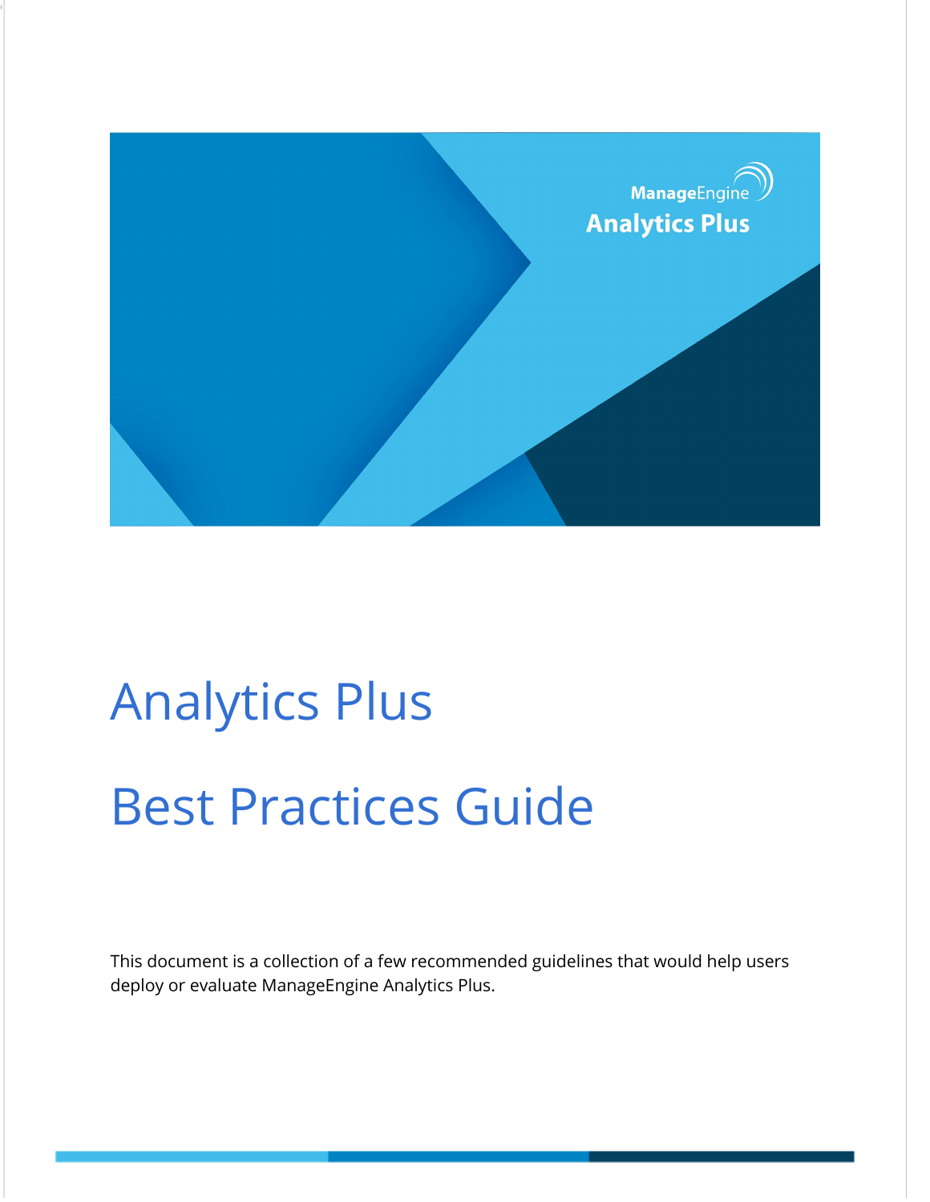ManageEngine
Analytics Plus

# Analytics Plus

# Best Practices Guide

This document is a collection of a few recommended guidelines that would help users deploy or evaluate ManageEngine Analytics Plus.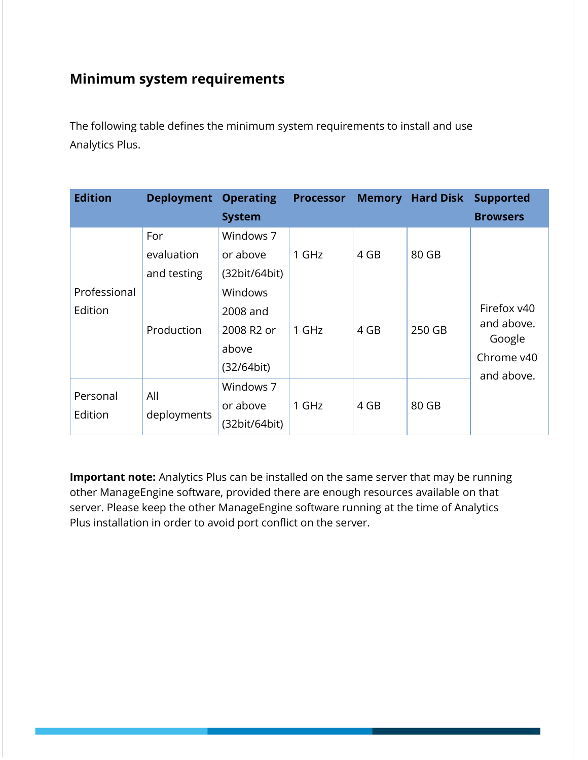## Minimum system requirements

The following table defines the minimum system requirements to install and use Analytics Plus.

| Edition | Deployment | Operating System | Processor | Memory | Hard Disk | Supported Browsers |
|---|---|---|---|---|---|---|
| Professional Edition | For evaluation and testing | Windows 7 or above (32bit/64bit) | 1 GHz | 4 GB | 80 GB | Firefox v40 and above. Google Chrome v40 and above. |
| | Production | Windows 2008 and 2008 R2 or above (32/64bit) | 1 GHz | 4 GB | 250 GB | |
| Personal Edition | All deployments | Windows 7 or above (32bit/64bit) | 1 GHz | 4 GB | 80 GB | |

**Important note:** Analytics Plus can be installed on the same server that may be running other ManageEngine software, provided there are enough resources available on that server. Please keep the other ManageEngine software running at the time of Analytics Plus installation in order to avoid port conflict on the server.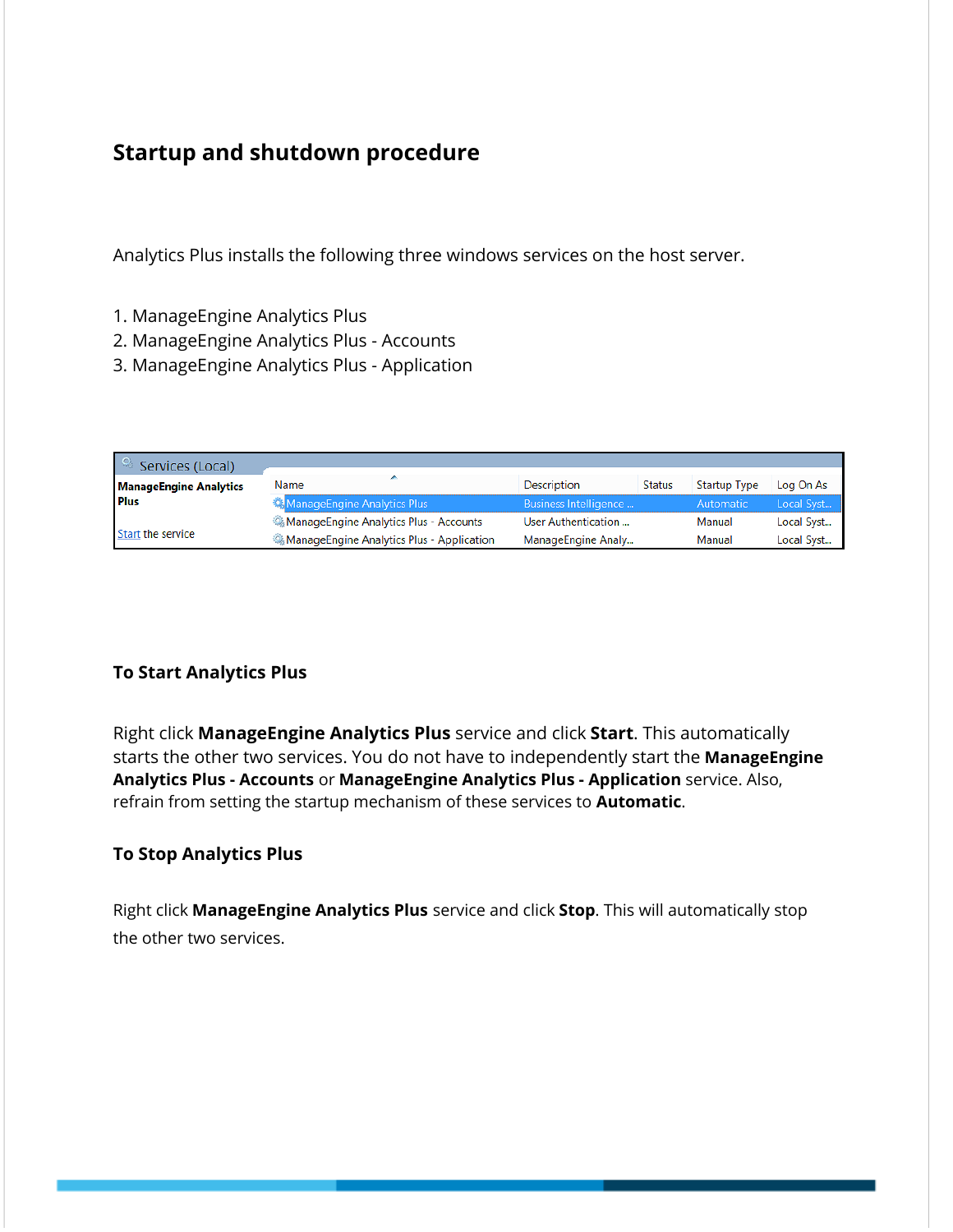## Startup and shutdown procedure

Analytics Plus installs the following three windows services on the host server.

1. ManageEngine Analytics Plus
2. ManageEngine Analytics Plus - Accounts
3. ManageEngine Analytics Plus - Application

| Name | Description | Status | Startup Type | Log On As |
|---|---|---|---|---|
| ManageEngine Analytics Plus | Business Intelligence ... | | Automatic | Local Syst... |
| ManageEngine Analytics Plus - Accounts | User Authentication ... | | Manual | Local Syst... |
| ManageEngine Analytics Plus - Application | ManageEngine Analy... | | Manual | Local Syst... |

### To Start Analytics Plus

Right click **ManageEngine Analytics Plus** service and click **Start**. This automatically starts the other two services. You do not have to independently start the **ManageEngine Analytics Plus - Accounts** or **ManageEngine Analytics Plus - Application** service. Also, refrain from setting the startup mechanism of these services to **Automatic**.

### To Stop Analytics Plus

Right click **ManageEngine Analytics Plus** service and click **Stop**. This will automatically stop the other two services.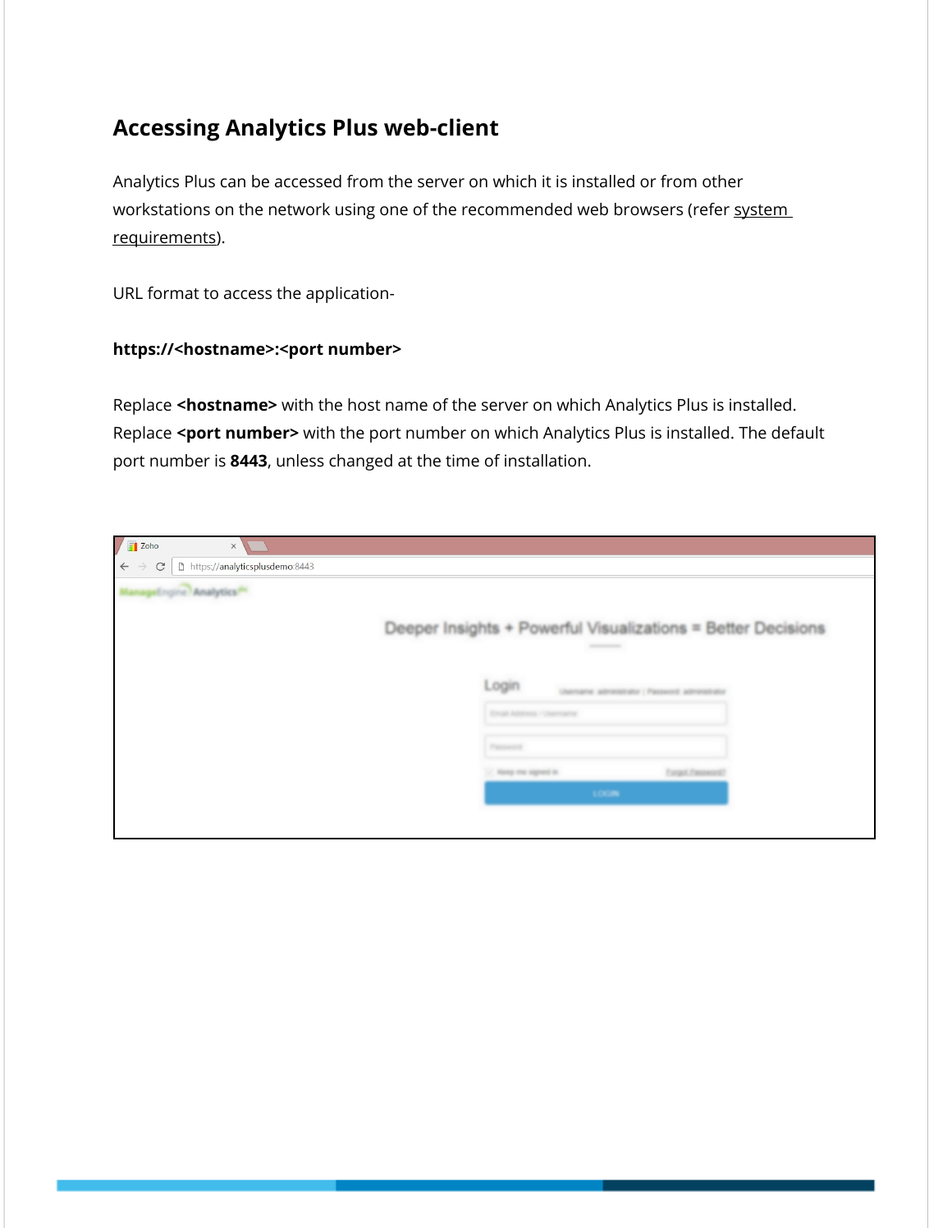## Accessing Analytics Plus web-client

Analytics Plus can be accessed from the server on which it is installed or from other workstations on the network using one of the recommended web browsers (refer system requirements).

URL format to access the application-

**https://<hostname>:<port number>**

Replace **<hostname>** with the host name of the server on which Analytics Plus is installed. Replace **<port number>** with the port number on which Analytics Plus is installed. The default port number is **8443**, unless changed at the time of installation.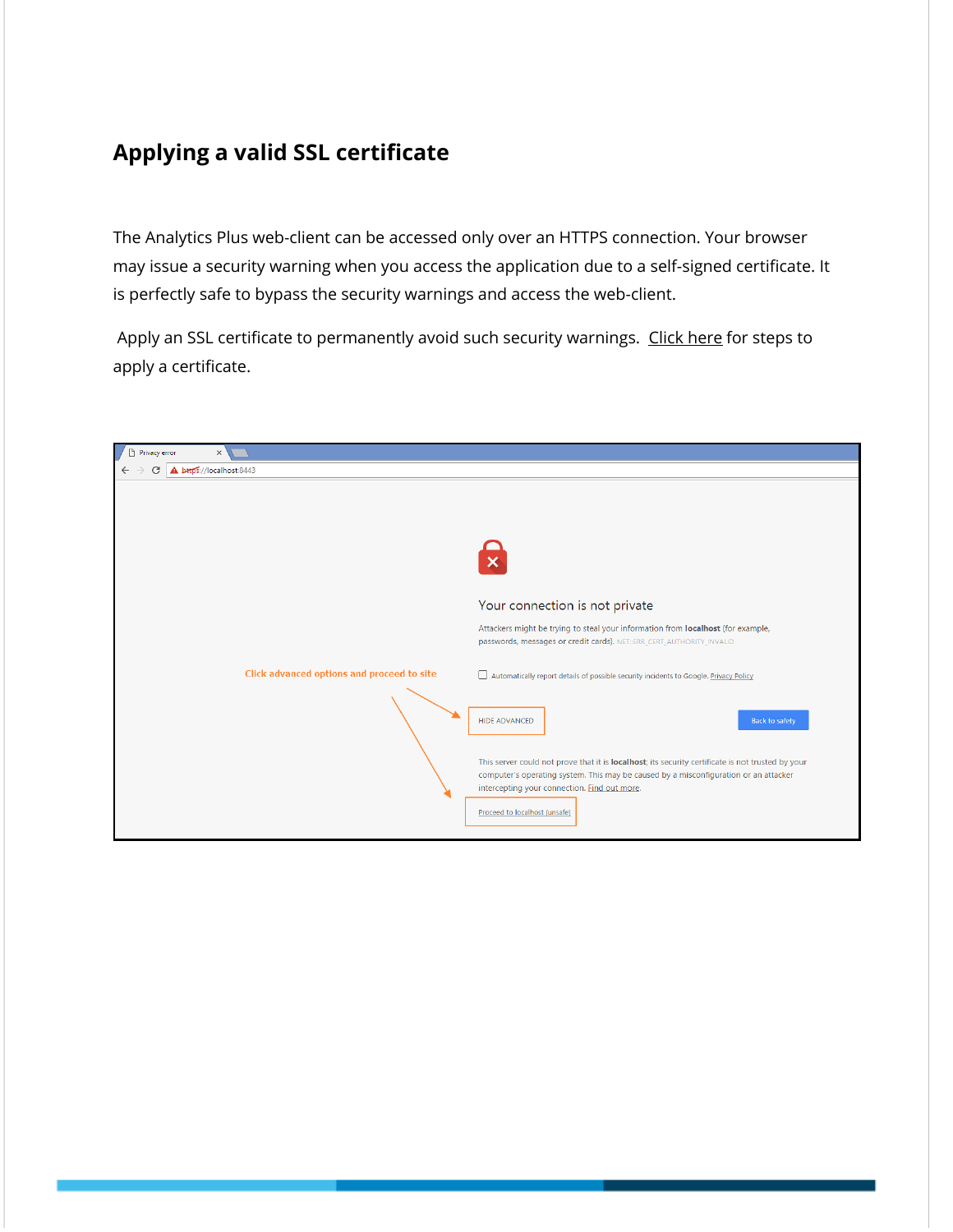## Applying a valid SSL certificate

The Analytics Plus web-client can be accessed only over an HTTPS connection. Your browser may issue a security warning when you access the application due to a self-signed certificate. It is perfectly safe to bypass the security warnings and access the web-client.

Apply an SSL certificate to permanently avoid such security warnings. Click here for steps to apply a certificate.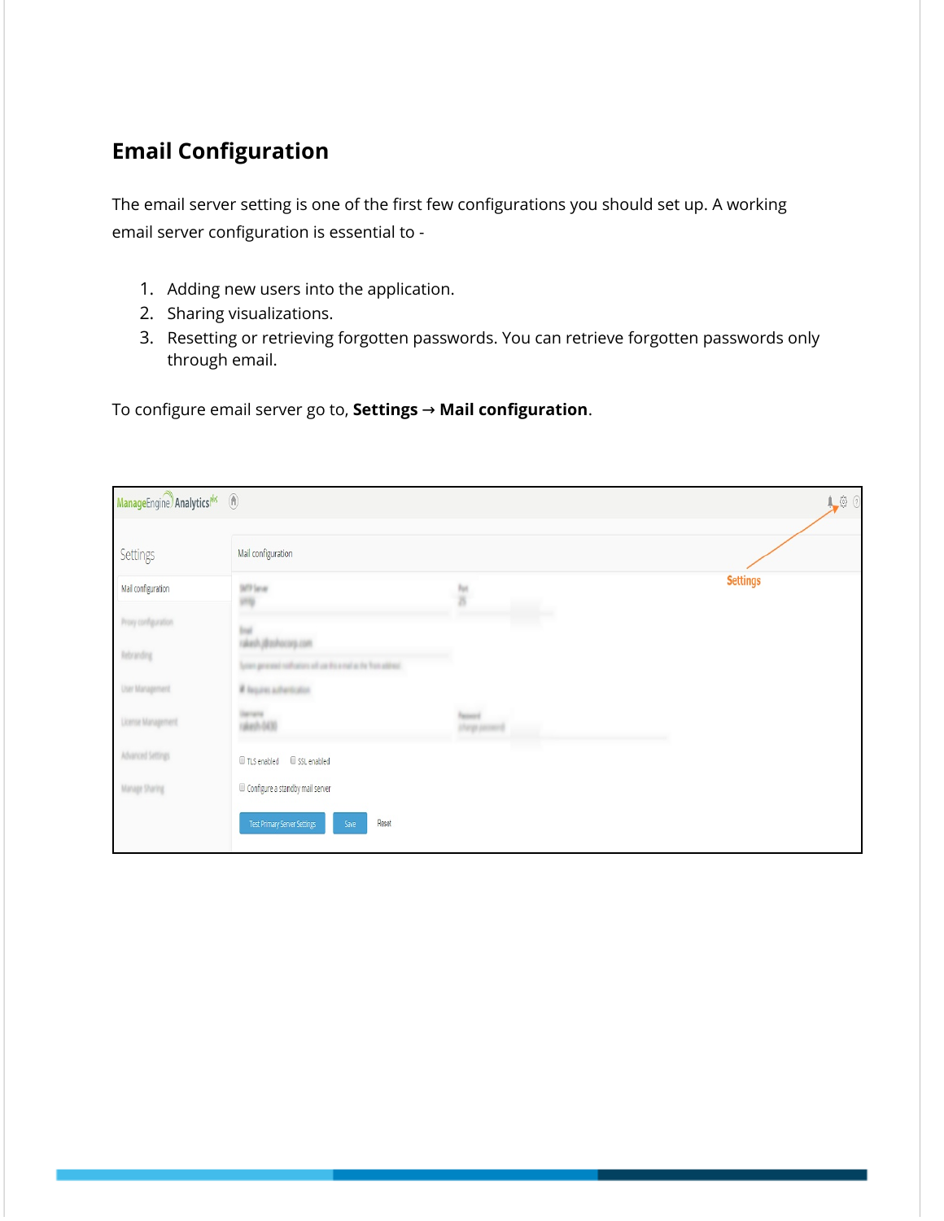## Email Configuration

The email server setting is one of the first few configurations you should set up. A working email server configuration is essential to -

1. Adding new users into the application.
2. Sharing visualizations.
3. Resetting or retrieving forgotten passwords. You can retrieve forgotten passwords only through email.

To configure email server go to, **Settings → Mail configuration**.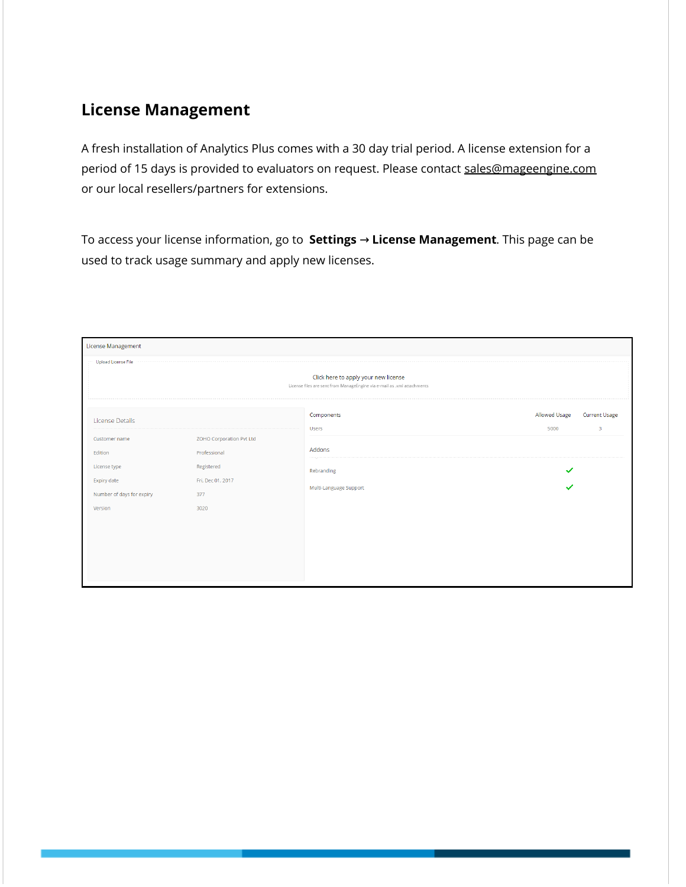## License Management

A fresh installation of Analytics Plus comes with a 30 day trial period. A license extension for a period of 15 days is provided to evaluators on request. Please contact sales@mageengine.com or our local resellers/partners for extensions.

To access your license information, go to **Settings → License Management**. This page can be used to track usage summary and apply new licenses.

License Management

Upload License File

Click here to apply your new license

License files are sent from ManageEngine via e-mail as .xml attachments

| License Details | |
|---|---|
| Customer name | ZOHO Corporation Pvt Ltd |
| Edition | Professional |
| License type | Registered |
| Expiry date | Fri, Dec 01, 2017 |
| Number of days for expiry | 377 |
| Version | 3020 |

| Components | Allowed Usage | Current Usage |
|---|---|---|
| Users | 5000 | 3 |

| Addons | |
|---|---|
| Rebranding | ✓ |
| Multi-Language Support | ✓ |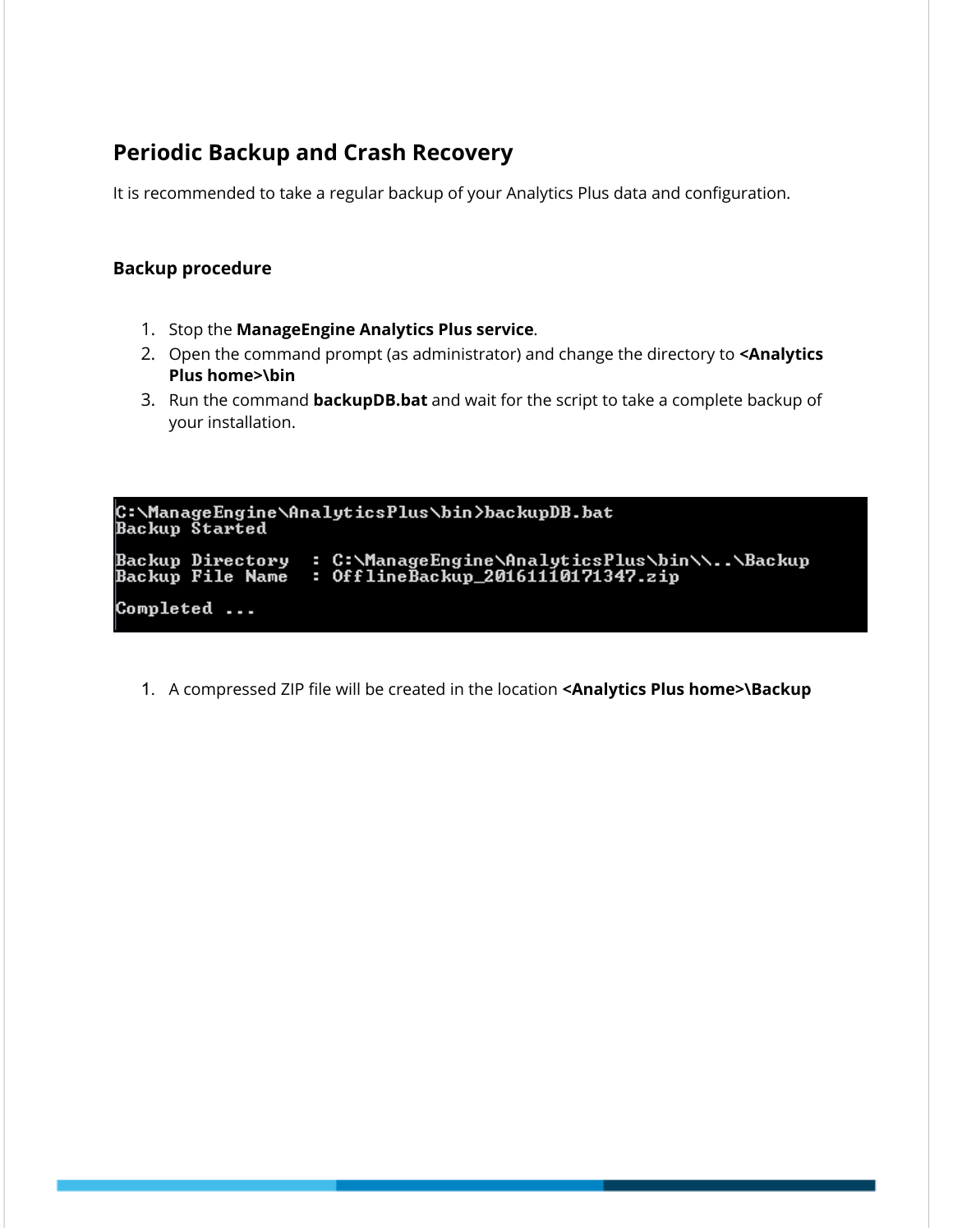## Periodic Backup and Crash Recovery

It is recommended to take a regular backup of your Analytics Plus data and configuration.

### Backup procedure

1. Stop the **ManageEngine Analytics Plus service**.
2. Open the command prompt (as administrator) and change the directory to **<Analytics Plus home>\bin**
3. Run the command **backupDB.bat** and wait for the script to take a complete backup of your installation.

```
C:\ManageEngine\AnalyticsPlus\bin>backupDB.bat
Backup Started

Backup Directory   : C:\ManageEngine\AnalyticsPlus\bin\\..\Backup
Backup File Name   : OfflineBackup_20161110171347.zip

Completed ...
```

1. A compressed ZIP file will be created in the location **<Analytics Plus home>\Backup**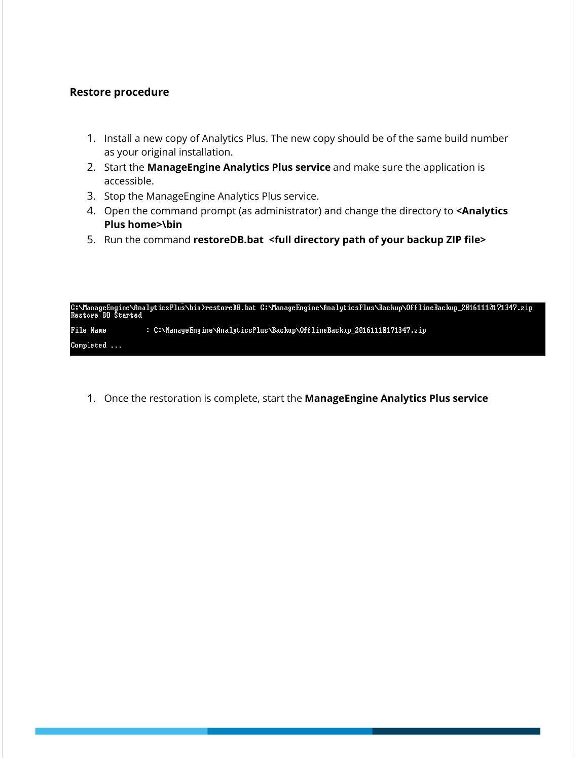### Restore procedure

1. Install a new copy of Analytics Plus. The new copy should be of the same build number as your original installation.
2. Start the **ManageEngine Analytics Plus service** and make sure the application is accessible.
3. Stop the ManageEngine Analytics Plus service.
4. Open the command prompt (as administrator) and change the directory to **<Analytics Plus home>\bin**
5. Run the command **restoreDB.bat <full directory path of your backup ZIP file>**

```
C:\ManageEngine\AnalyticsPlus\bin>restoreDB.bat C:\ManageEngine\AnalyticsPlus\Backup\OfflineBackup_20161110171347.zip
Restore DB Started

File Name          : C:\ManageEngine\AnalyticsPlus\Backup\OfflineBackup_20161110171347.zip

Completed ...
```

1. Once the restoration is complete, start the **ManageEngine Analytics Plus service**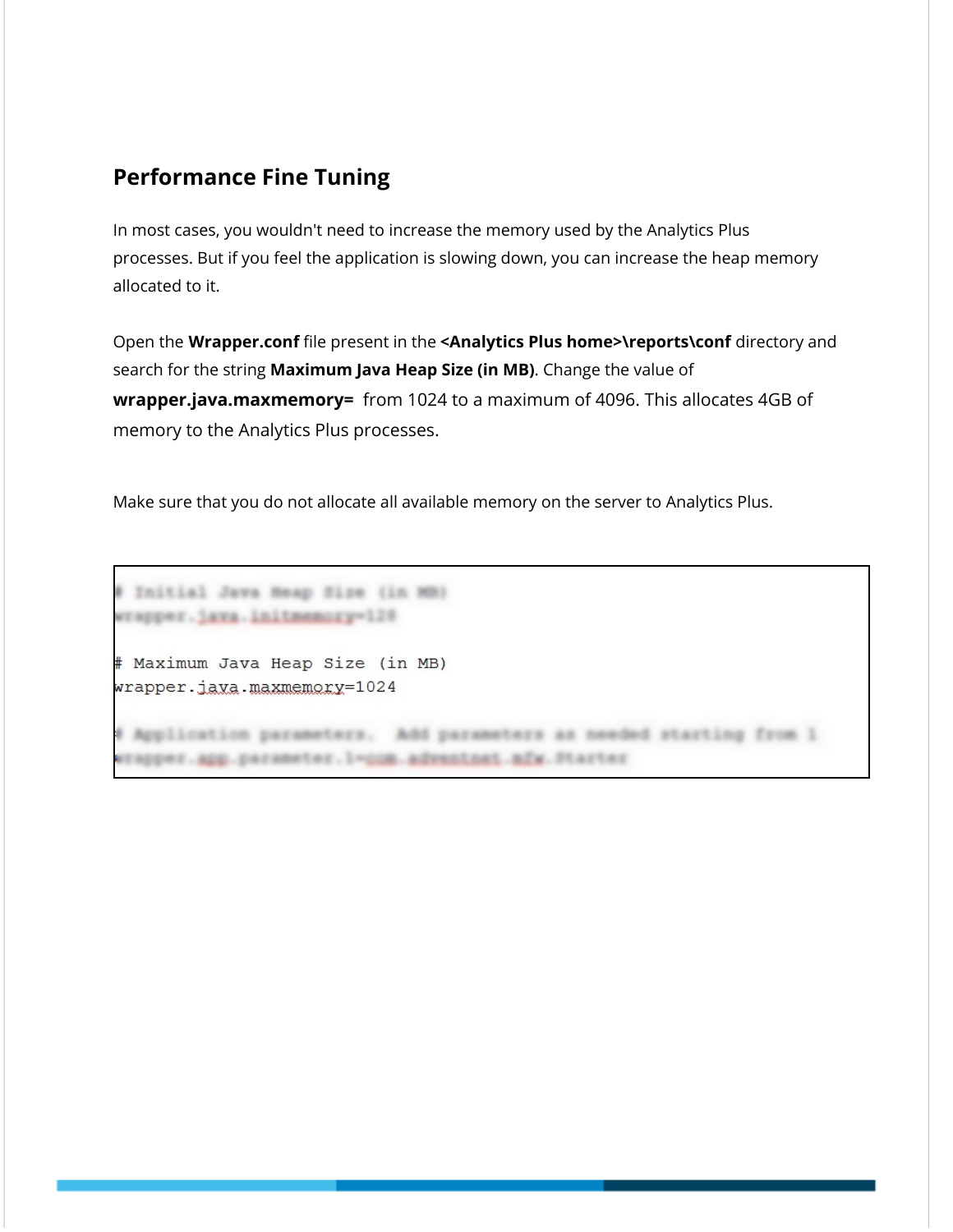## Performance Fine Tuning

In most cases, you wouldn't need to increase the memory used by the Analytics Plus processes. But if you feel the application is slowing down, you can increase the heap memory allocated to it.

Open the **Wrapper.conf** file present in the **<Analytics Plus home>\reports\conf** directory and search for the string **Maximum Java Heap Size (in MB)**. Change the value of **wrapper.java.maxmemory=** from 1024 to a maximum of 4096. This allocates 4GB of memory to the Analytics Plus processes.

Make sure that you do not allocate all available memory on the server to Analytics Plus.

```
# Initial Java Heap Size (in MB)
wrapper.java.initmemory=128

# Maximum Java Heap Size (in MB)
wrapper.java.maxmemory=1024

# Application parameters.  Add parameters as needed starting from 1
wrapper.app.parameter.1=com.adventnet.mfw.Starter
```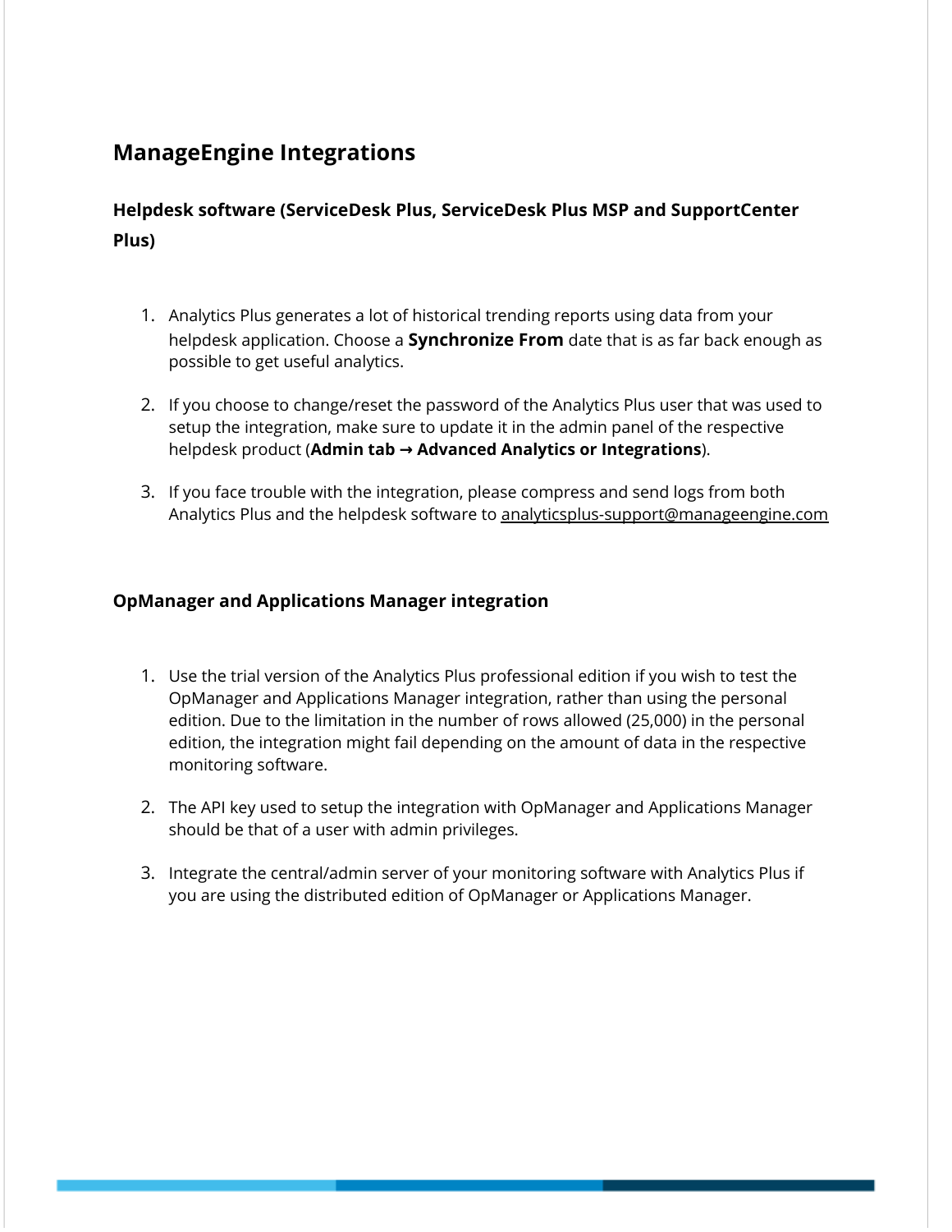## ManageEngine Integrations

### Helpdesk software (ServiceDesk Plus, ServiceDesk Plus MSP and SupportCenter Plus)

1. Analytics Plus generates a lot of historical trending reports using data from your helpdesk application. Choose a **Synchronize From** date that is as far back enough as possible to get useful analytics.

2. If you choose to change/reset the password of the Analytics Plus user that was used to setup the integration, make sure to update it in the admin panel of the respective helpdesk product (**Admin tab → Advanced Analytics or Integrations**).

3. If you face trouble with the integration, please compress and send logs from both Analytics Plus and the helpdesk software to analyticsplus-support@manageengine.com

### OpManager and Applications Manager integration

1. Use the trial version of the Analytics Plus professional edition if you wish to test the OpManager and Applications Manager integration, rather than using the personal edition. Due to the limitation in the number of rows allowed (25,000) in the personal edition, the integration might fail depending on the amount of data in the respective monitoring software.

2. The API key used to setup the integration with OpManager and Applications Manager should be that of a user with admin privileges.

3. Integrate the central/admin server of your monitoring software with Analytics Plus if you are using the distributed edition of OpManager or Applications Manager.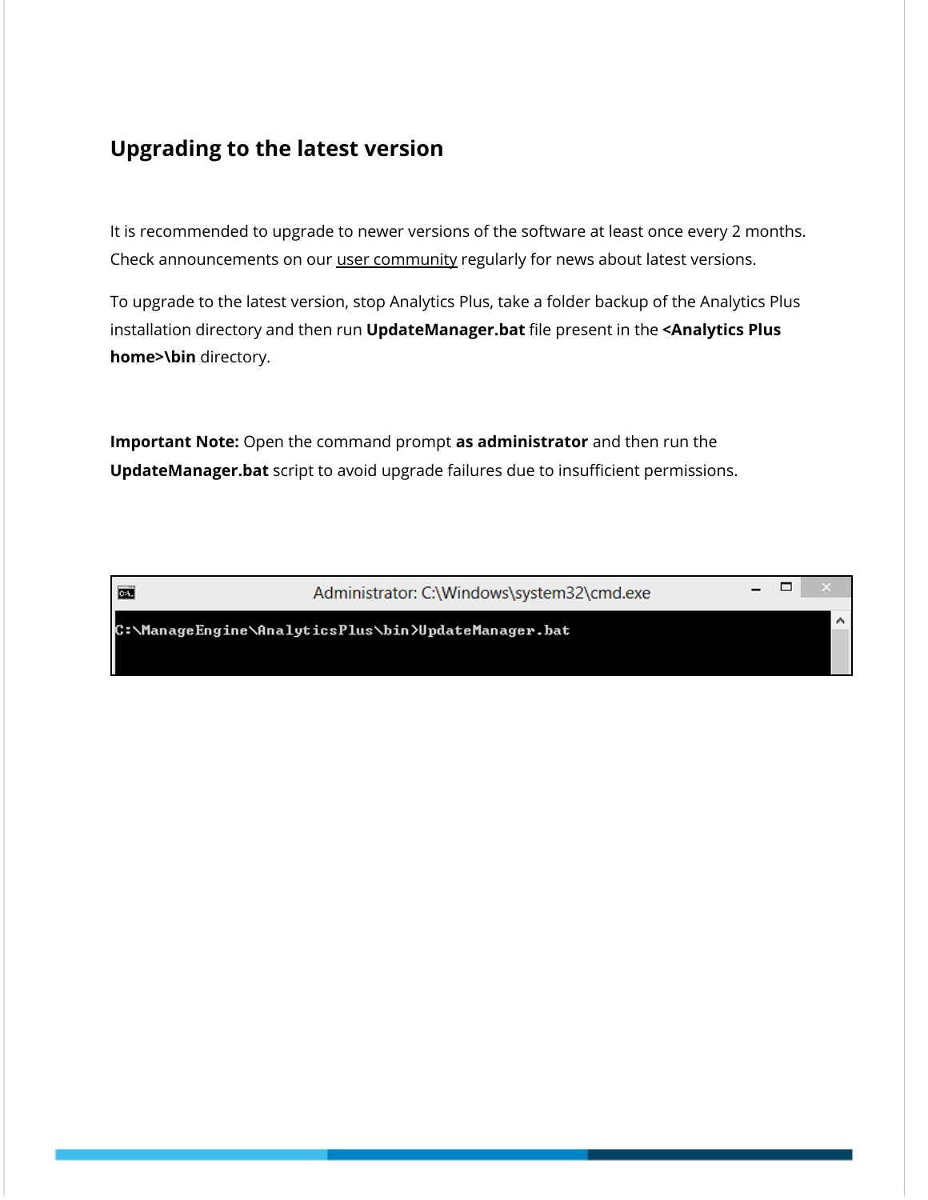## Upgrading to the latest version

It is recommended to upgrade to newer versions of the software at least once every 2 months. Check announcements on our user community regularly for news about latest versions.

To upgrade to the latest version, stop Analytics Plus, take a folder backup of the Analytics Plus installation directory and then run **UpdateManager.bat** file present in the **<Analytics Plus home>\bin** directory.

**Important Note:** Open the command prompt **as administrator** and then run the **UpdateManager.bat** script to avoid upgrade failures due to insufficient permissions.

```
Administrator: C:\Windows\system32\cmd.exe
C:\ManageEngine\AnalyticsPlus\bin>UpdateManager.bat
```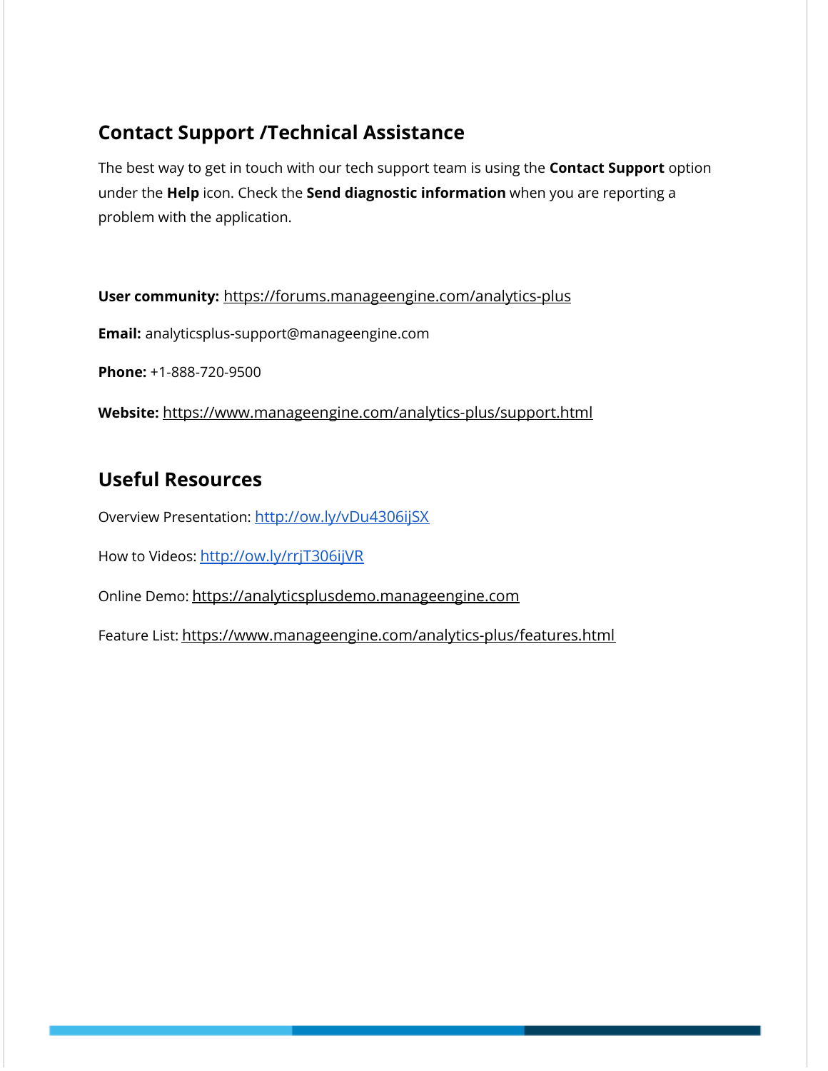## Contact Support /Technical Assistance

The best way to get in touch with our tech support team is using the **Contact Support** option under the **Help** icon. Check the **Send diagnostic information** when you are reporting a problem with the application.

**User community:** https://forums.manageengine.com/analytics-plus

**Email:** analyticsplus-support@manageengine.com

**Phone:** +1-888-720-9500

**Website:** https://www.manageengine.com/analytics-plus/support.html

## Useful Resources

Overview Presentation: http://ow.ly/vDu4306ijSX

How to Videos: http://ow.ly/rrjT306ijVR

Online Demo: https://analyticsplusdemo.manageengine.com

Feature List: https://www.manageengine.com/analytics-plus/features.html